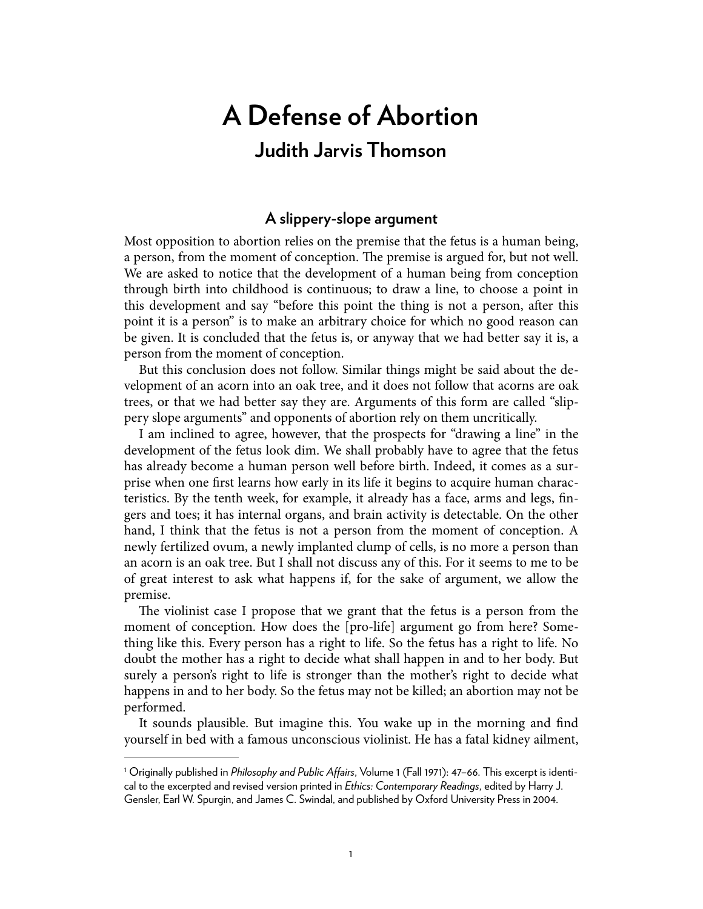# A Defense of Abortion

## Judith Jarvis Thomson

### A slippery-slope argument

Most opposition to abortion relies on the premise that the fetus is a human being, a person, from the moment of conception. The premise is argued for, but not well. We are asked to notice that the development of a human being from conception through birth into childhood is continuous; to draw a line, to choose a point in this development and say "before this point the thing is not a person, after this point it is a person" is to make an arbitrary choice for which no good reason can be given. It is concluded that the fetus is, or anyway that we had better say it is, a person from the moment of conception.

But this conclusion does not follow. Similar things might be said about the development of an acorn into an oak tree, and it does not follow that acorns are oak trees, or that we had better say they are. Arguments of this form are called "slippery slope arguments" and opponents of abortion rely on them uncritically.

I am inclined to agree, however, that the prospects for "drawing a line" in the development of the fetus look dim. We shall probably have to agree that the fetus has already become a human person well before birth. Indeed, it comes as a surprise when one first learns how early in its life it begins to acquire human characteristics. By the tenth week, for example, it already has a face, arms and legs, fingers and toes; it has internal organs, and brain activity is detectable. On the other hand, I think that the fetus is not a person from the moment of conception. A newly fertilized ovum, a newly implanted clump of cells, is no more a person than an acorn is an oak tree. But I shall not discuss any of this. For it seems to me to be of great interest to ask what happens if, for the sake of argument, we allow the premise.

The violinist case I propose that we grant that the fetus is a person from the moment of conception. How does the [pro-life] argument go from here? Something like this. Every person has a right to life. So the fetus has a right to life. No doubt the mother has a right to decide what shall happen in and to her body. But surely a person's right to life is stronger than the mother's right to decide what happens in and to her body. So the fetus may not be killed; an abortion may not be performed.

It sounds plausible. But imagine this. You wake up in the morning and find yourself in bed with a famous unconscious violinist. He has a fatal kidney ailment,

---

[1] Originally published in *Philosophy and Public Affairs*, Volume 1 (Fall 1971): 47–66. This excerpt is identical to the excerpted and revised version printed in *Ethics: Contemporary Readings*, edited by Harry J. Gensler, Earl W. Spurgin, and James C. Swindal, and published by Oxford University Press in 2004.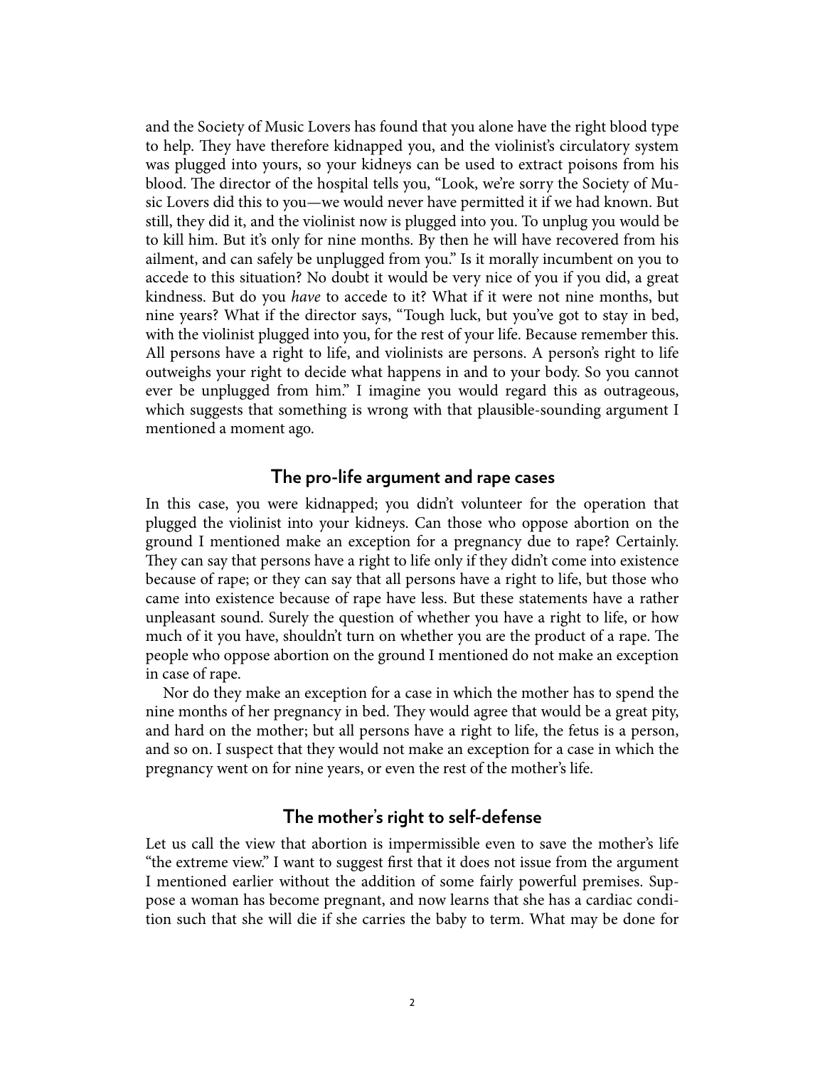and the Society of Music Lovers has found that you alone have the right blood type to help. They have therefore kidnapped you, and the violinist's circulatory system was plugged into yours, so your kidneys can be used to extract poisons from his blood. The director of the hospital tells you, "Look, we're sorry the Society of Music Lovers did this to you—we would never have permitted it if we had known. But still, they did it, and the violinist now is plugged into you. To unplug you would be to kill him. But it's only for nine months. By then he will have recovered from his ailment, and can safely be unplugged from you." Is it morally incumbent on you to accede to this situation? No doubt it would be very nice of you if you did, a great kindness. But do you *have* to accede to it? What if it were not nine months, but nine years? What if the director says, "Tough luck, but you've got to stay in bed, with the violinist plugged into you, for the rest of your life. Because remember this. All persons have a right to life, and violinists are persons. A person's right to life outweighs your right to decide what happens in and to your body. So you cannot ever be unplugged from him." I imagine you would regard this as outrageous, which suggests that something is wrong with that plausible-sounding argument I mentioned a moment ago.

## The pro-life argument and rape cases

In this case, you were kidnapped; you didn't volunteer for the operation that plugged the violinist into your kidneys. Can those who oppose abortion on the ground I mentioned make an exception for a pregnancy due to rape? Certainly. They can say that persons have a right to life only if they didn't come into existence because of rape; or they can say that all persons have a right to life, but those who came into existence because of rape have less. But these statements have a rather unpleasant sound. Surely the question of whether you have a right to life, or how much of it you have, shouldn't turn on whether you are the product of a rape. The people who oppose abortion on the ground I mentioned do not make an exception in case of rape.

Nor do they make an exception for a case in which the mother has to spend the nine months of her pregnancy in bed. They would agree that would be a great pity, and hard on the mother; but all persons have a right to life, the fetus is a person, and so on. I suspect that they would not make an exception for a case in which the pregnancy went on for nine years, or even the rest of the mother's life.

## The mother's right to self-defense

Let us call the view that abortion is impermissible even to save the mother's life "the extreme view." I want to suggest first that it does not issue from the argument I mentioned earlier without the addition of some fairly powerful premises. Suppose a woman has become pregnant, and now learns that she has a cardiac condition such that she will die if she carries the baby to term. What may be done for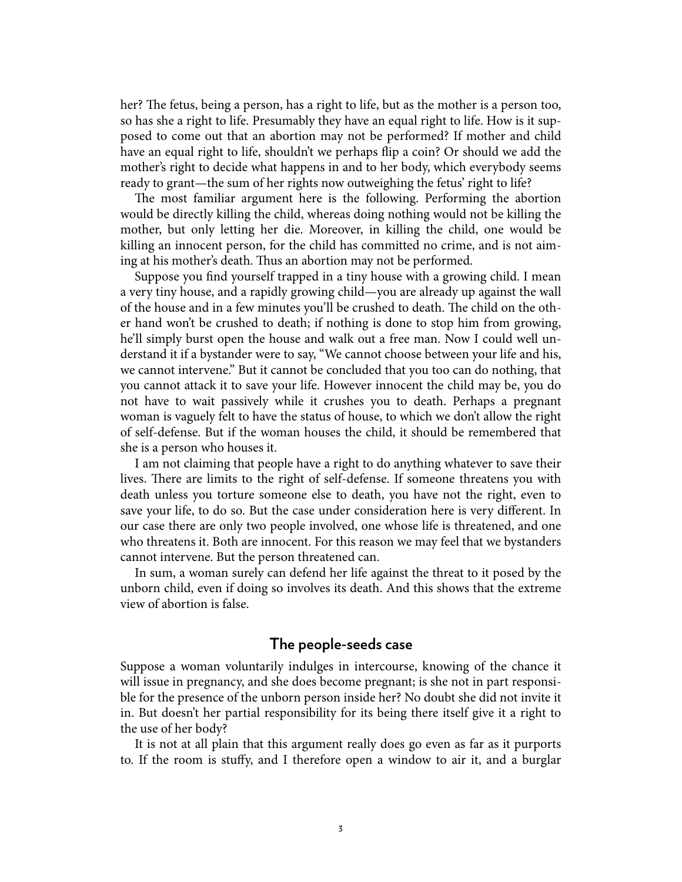her? The fetus, being a person, has a right to life, but as the mother is a person too, so has she a right to life. Presumably they have an equal right to life. How is it supposed to come out that an abortion may not be performed? If mother and child have an equal right to life, shouldn't we perhaps flip a coin? Or should we add the mother's right to decide what happens in and to her body, which everybody seems ready to grant—the sum of her rights now outweighing the fetus' right to life?

The most familiar argument here is the following. Performing the abortion would be directly killing the child, whereas doing nothing would not be killing the mother, but only letting her die. Moreover, in killing the child, one would be killing an innocent person, for the child has committed no crime, and is not aiming at his mother's death. Thus an abortion may not be performed.

Suppose you find yourself trapped in a tiny house with a growing child. I mean a very tiny house, and a rapidly growing child—you are already up against the wall of the house and in a few minutes you'll be crushed to death. The child on the other hand won't be crushed to death; if nothing is done to stop him from growing, he'll simply burst open the house and walk out a free man. Now I could well understand it if a bystander were to say, "We cannot choose between your life and his, we cannot intervene." But it cannot be concluded that you too can do nothing, that you cannot attack it to save your life. However innocent the child may be, you do not have to wait passively while it crushes you to death. Perhaps a pregnant woman is vaguely felt to have the status of house, to which we don't allow the right of self-defense. But if the woman houses the child, it should be remembered that she is a person who houses it.

I am not claiming that people have a right to do anything whatever to save their lives. There are limits to the right of self-defense. If someone threatens you with death unless you torture someone else to death, you have not the right, even to save your life, to do so. But the case under consideration here is very different. In our case there are only two people involved, one whose life is threatened, and one who threatens it. Both are innocent. For this reason we may feel that we bystanders cannot intervene. But the person threatened can.

In sum, a woman surely can defend her life against the threat to it posed by the unborn child, even if doing so involves its death. And this shows that the extreme view of abortion is false.

## The people-seeds case

Suppose a woman voluntarily indulges in intercourse, knowing of the chance it will issue in pregnancy, and she does become pregnant; is she not in part responsible for the presence of the unborn person inside her? No doubt she did not invite it in. But doesn't her partial responsibility for its being there itself give it a right to the use of her body?

It is not at all plain that this argument really does go even as far as it purports to. If the room is stuffy, and I therefore open a window to air it, and a burglar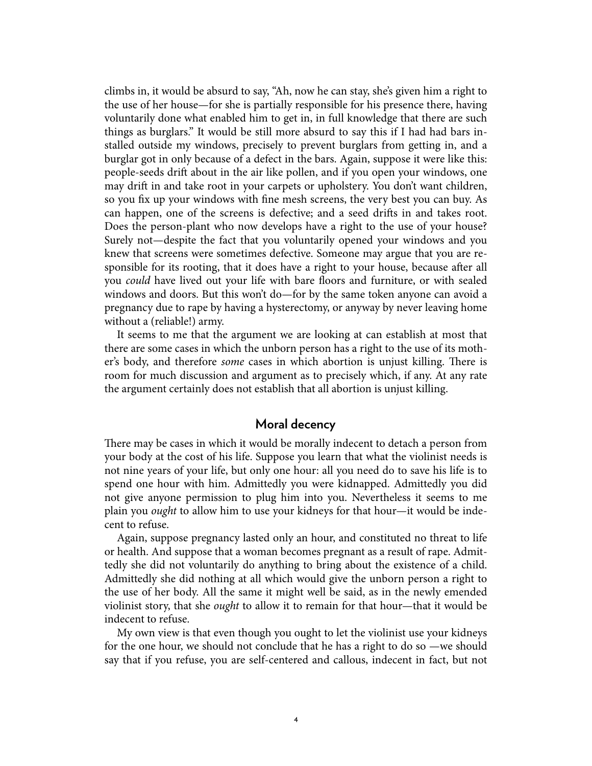climbs in, it would be absurd to say, "Ah, now he can stay, she's given him a right to the use of her house—for she is partially responsible for his presence there, having voluntarily done what enabled him to get in, in full knowledge that there are such things as burglars." It would be still more absurd to say this if I had had bars installed outside my windows, precisely to prevent burglars from getting in, and a burglar got in only because of a defect in the bars. Again, suppose it were like this: people-seeds drift about in the air like pollen, and if you open your windows, one may drift in and take root in your carpets or upholstery. You don't want children, so you fix up your windows with fine mesh screens, the very best you can buy. As can happen, one of the screens is defective; and a seed drifts in and takes root. Does the person-plant who now develops have a right to the use of your house? Surely not—despite the fact that you voluntarily opened your windows and you knew that screens were sometimes defective. Someone may argue that you are responsible for its rooting, that it does have a right to your house, because after all you *could* have lived out your life with bare floors and furniture, or with sealed windows and doors. But this won't do—for by the same token anyone can avoid a pregnancy due to rape by having a hysterectomy, or anyway by never leaving home without a (reliable!) army.

It seems to me that the argument we are looking at can establish at most that there are some cases in which the unborn person has a right to the use of its mother's body, and therefore *some* cases in which abortion is unjust killing. There is room for much discussion and argument as to precisely which, if any. At any rate the argument certainly does not establish that all abortion is unjust killing.

## Moral decency

There may be cases in which it would be morally indecent to detach a person from your body at the cost of his life. Suppose you learn that what the violinist needs is not nine years of your life, but only one hour: all you need do to save his life is to spend one hour with him. Admittedly you were kidnapped. Admittedly you did not give anyone permission to plug him into you. Nevertheless it seems to me plain you *ought* to allow him to use your kidneys for that hour—it would be indecent to refuse.

Again, suppose pregnancy lasted only an hour, and constituted no threat to life or health. And suppose that a woman becomes pregnant as a result of rape. Admittedly she did not voluntarily do anything to bring about the existence of a child. Admittedly she did nothing at all which would give the unborn person a right to the use of her body. All the same it might well be said, as in the newly emended violinist story, that she *ought* to allow it to remain for that hour—that it would be indecent to refuse.

My own view is that even though you ought to let the violinist use your kidneys for the one hour, we should not conclude that he has a right to do so —we should say that if you refuse, you are self-centered and callous, indecent in fact, but not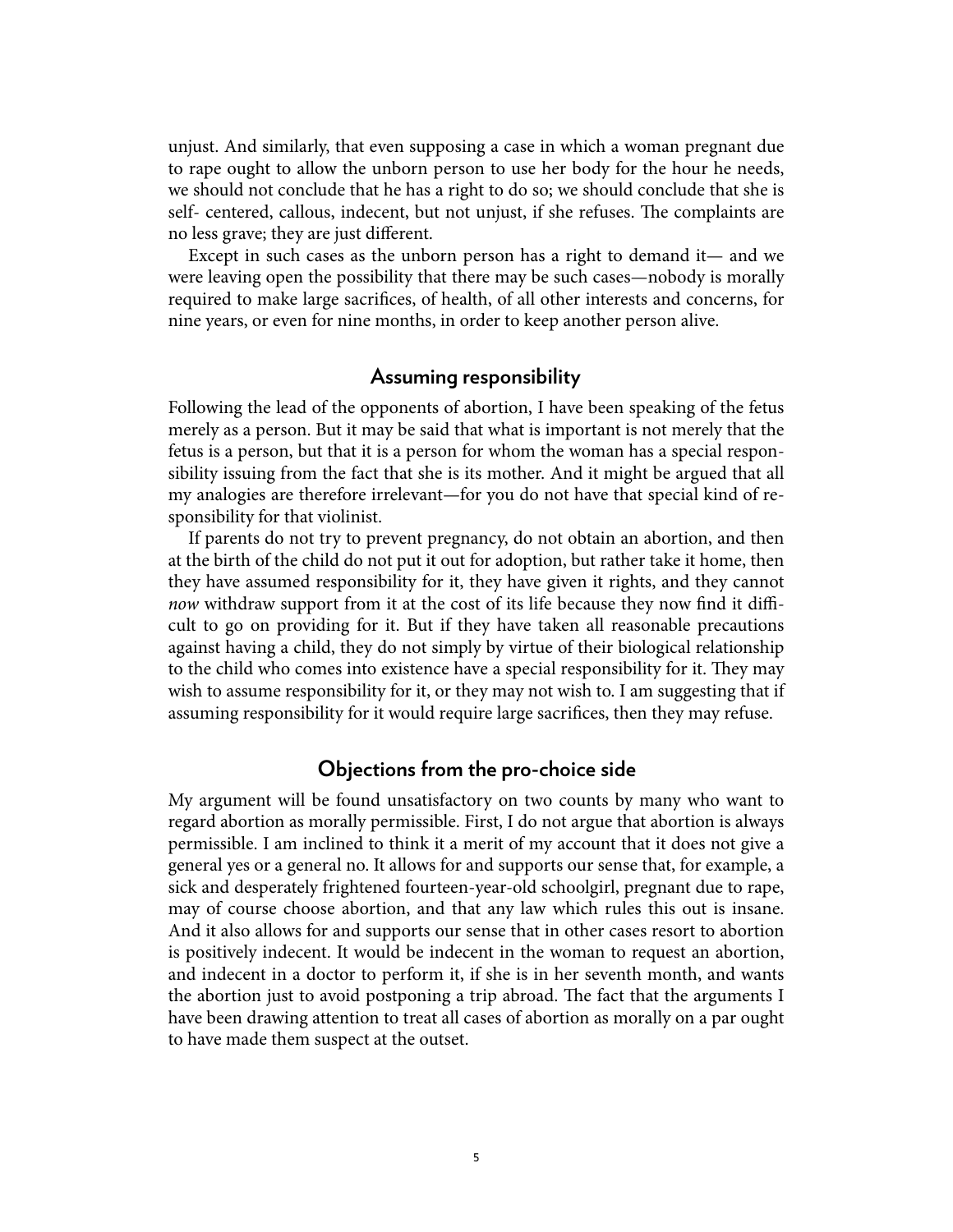unjust. And similarly, that even supposing a case in which a woman pregnant due to rape ought to allow the unborn person to use her body for the hour he needs, we should not conclude that he has a right to do so; we should conclude that she is self- centered, callous, indecent, but not unjust, if she refuses. The complaints are no less grave; they are just different.

Except in such cases as the unborn person has a right to demand it— and we were leaving open the possibility that there may be such cases—nobody is morally required to make large sacrifices, of health, of all other interests and concerns, for nine years, or even for nine months, in order to keep another person alive.

### Assuming responsibility

Following the lead of the opponents of abortion, I have been speaking of the fetus merely as a person. But it may be said that what is important is not merely that the fetus is a person, but that it is a person for whom the woman has a special responsibility issuing from the fact that she is its mother. And it might be argued that all my analogies are therefore irrelevant—for you do not have that special kind of responsibility for that violinist.

If parents do not try to prevent pregnancy, do not obtain an abortion, and then at the birth of the child do not put it out for adoption, but rather take it home, then they have assumed responsibility for it, they have given it rights, and they cannot *now* withdraw support from it at the cost of its life because they now find it difficult to go on providing for it. But if they have taken all reasonable precautions against having a child, they do not simply by virtue of their biological relationship to the child who comes into existence have a special responsibility for it. They may wish to assume responsibility for it, or they may not wish to. I am suggesting that if assuming responsibility for it would require large sacrifices, then they may refuse.

### Objections from the pro-choice side

My argument will be found unsatisfactory on two counts by many who want to regard abortion as morally permissible. First, I do not argue that abortion is always permissible. I am inclined to think it a merit of my account that it does not give a general yes or a general no. It allows for and supports our sense that, for example, a sick and desperately frightened fourteen-year-old schoolgirl, pregnant due to rape, may of course choose abortion, and that any law which rules this out is insane. And it also allows for and supports our sense that in other cases resort to abortion is positively indecent. It would be indecent in the woman to request an abortion, and indecent in a doctor to perform it, if she is in her seventh month, and wants the abortion just to avoid postponing a trip abroad. The fact that the arguments I have been drawing attention to treat all cases of abortion as morally on a par ought to have made them suspect at the outset.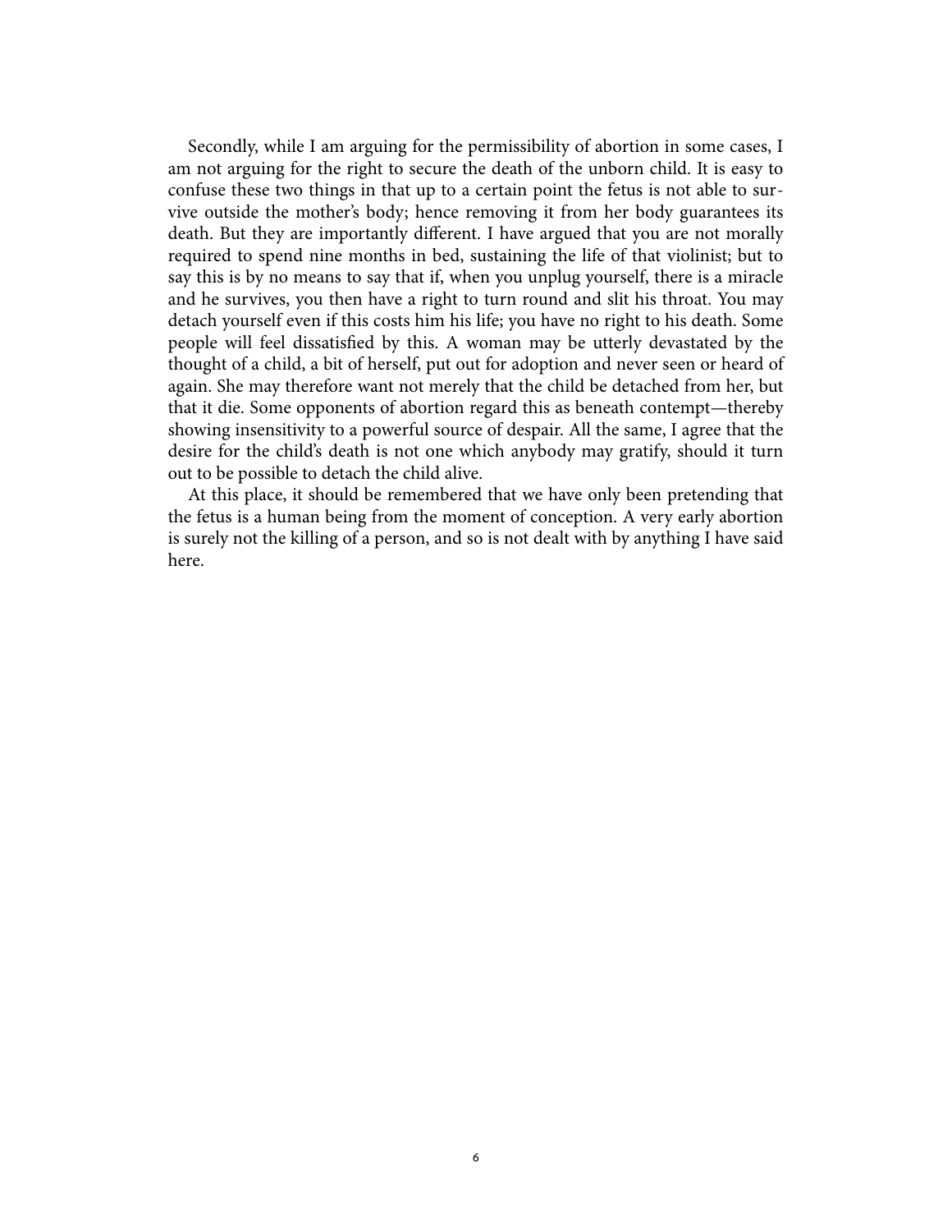Secondly, while I am arguing for the permissibility of abortion in some cases, I am not arguing for the right to secure the death of the unborn child. It is easy to confuse these two things in that up to a certain point the fetus is not able to survive outside the mother's body; hence removing it from her body guarantees its death. But they are importantly different. I have argued that you are not morally required to spend nine months in bed, sustaining the life of that violinist; but to say this is by no means to say that if, when you unplug yourself, there is a miracle and he survives, you then have a right to turn round and slit his throat. You may detach yourself even if this costs him his life; you have no right to his death. Some people will feel dissatisfied by this. A woman may be utterly devastated by the thought of a child, a bit of herself, put out for adoption and never seen or heard of again. She may therefore want not merely that the child be detached from her, but that it die. Some opponents of abortion regard this as beneath contempt—thereby showing insensitivity to a powerful source of despair. All the same, I agree that the desire for the child's death is not one which anybody may gratify, should it turn out to be possible to detach the child alive.

At this place, it should be remembered that we have only been pretending that the fetus is a human being from the moment of conception. A very early abortion is surely not the killing of a person, and so is not dealt with by anything I have said here.